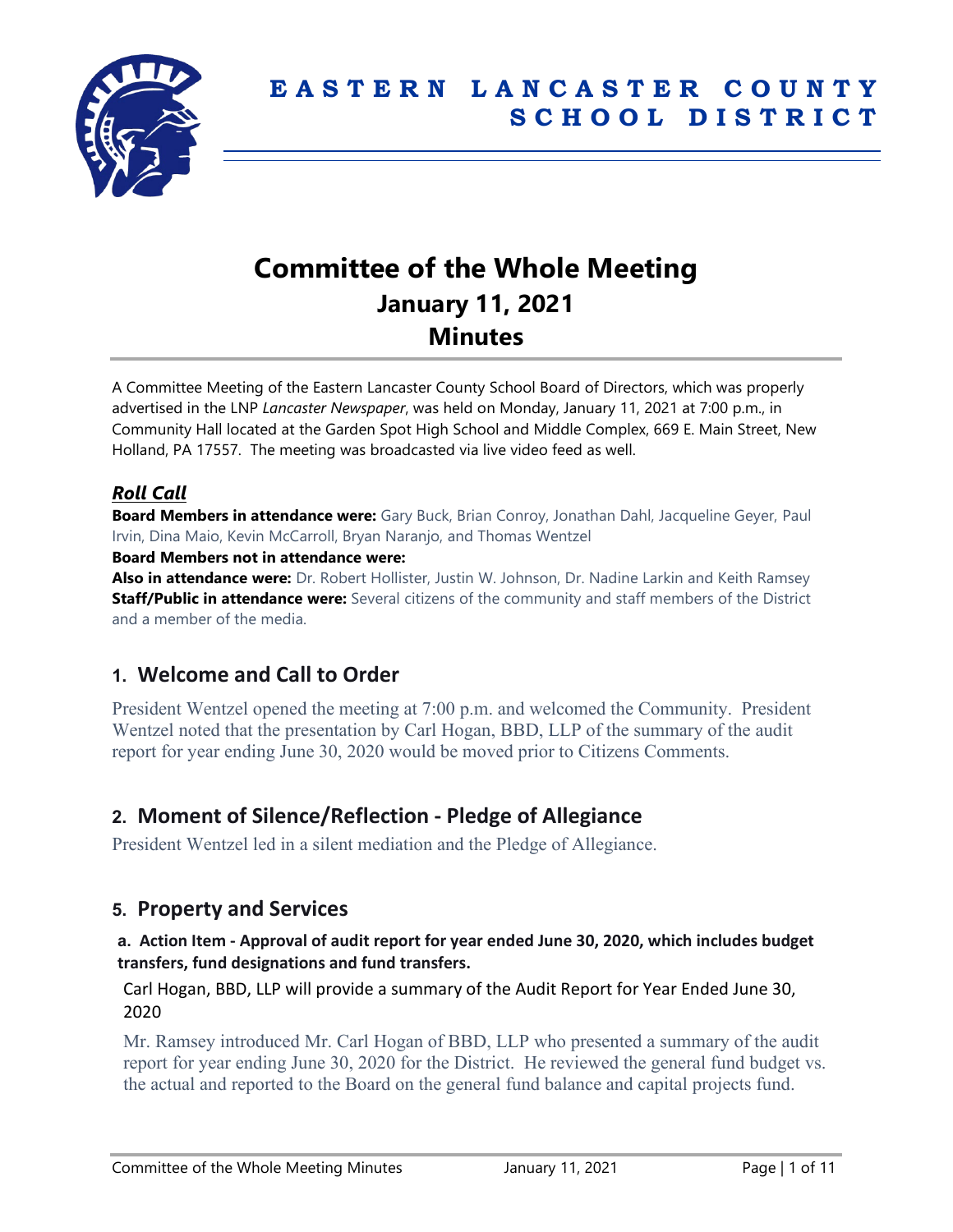# EASTERN LANCASTER COUNTY SCHOOL DISTRICT

# Committee of the Whole Meeting
## January 11, 2021
## Minutes

A Committee Meeting of the Eastern Lancaster County School Board of Directors, which was properly advertised in the LNP *Lancaster Newspaper*, was held on Monday, January 11, 2021 at 7:00 p.m., in Community Hall located at the Garden Spot High School and Middle Complex, 669 E. Main Street, New Holland, PA 17557. The meeting was broadcasted via live video feed as well.

### *Roll Call*

**Board Members in attendance were:** Gary Buck, Brian Conroy, Jonathan Dahl, Jacqueline Geyer, Paul Irvin, Dina Maio, Kevin McCarroll, Bryan Naranjo, and Thomas Wentzel

**Board Members not in attendance were:**

**Also in attendance were:** Dr. Robert Hollister, Justin W. Johnson, Dr. Nadine Larkin and Keith Ramsey

**Staff/Public in attendance were:** Several citizens of the community and staff members of the District and a member of the media.

## 1. Welcome and Call to Order

President Wentzel opened the meeting at 7:00 p.m. and welcomed the Community. President Wentzel noted that the presentation by Carl Hogan, BBD, LLP of the summary of the audit report for year ending June 30, 2020 would be moved prior to Citizens Comments.

## 2. Moment of Silence/Reflection - Pledge of Allegiance

President Wentzel led in a silent mediation and the Pledge of Allegiance.

## 5. Property and Services

**a. Action Item - Approval of audit report for year ended June 30, 2020, which includes budget transfers, fund designations and fund transfers.**

Carl Hogan, BBD, LLP will provide a summary of the Audit Report for Year Ended June 30, 2020

Mr. Ramsey introduced Mr. Carl Hogan of BBD, LLP who presented a summary of the audit report for year ending June 30, 2020 for the District. He reviewed the general fund budget vs. the actual and reported to the Board on the general fund balance and capital projects fund.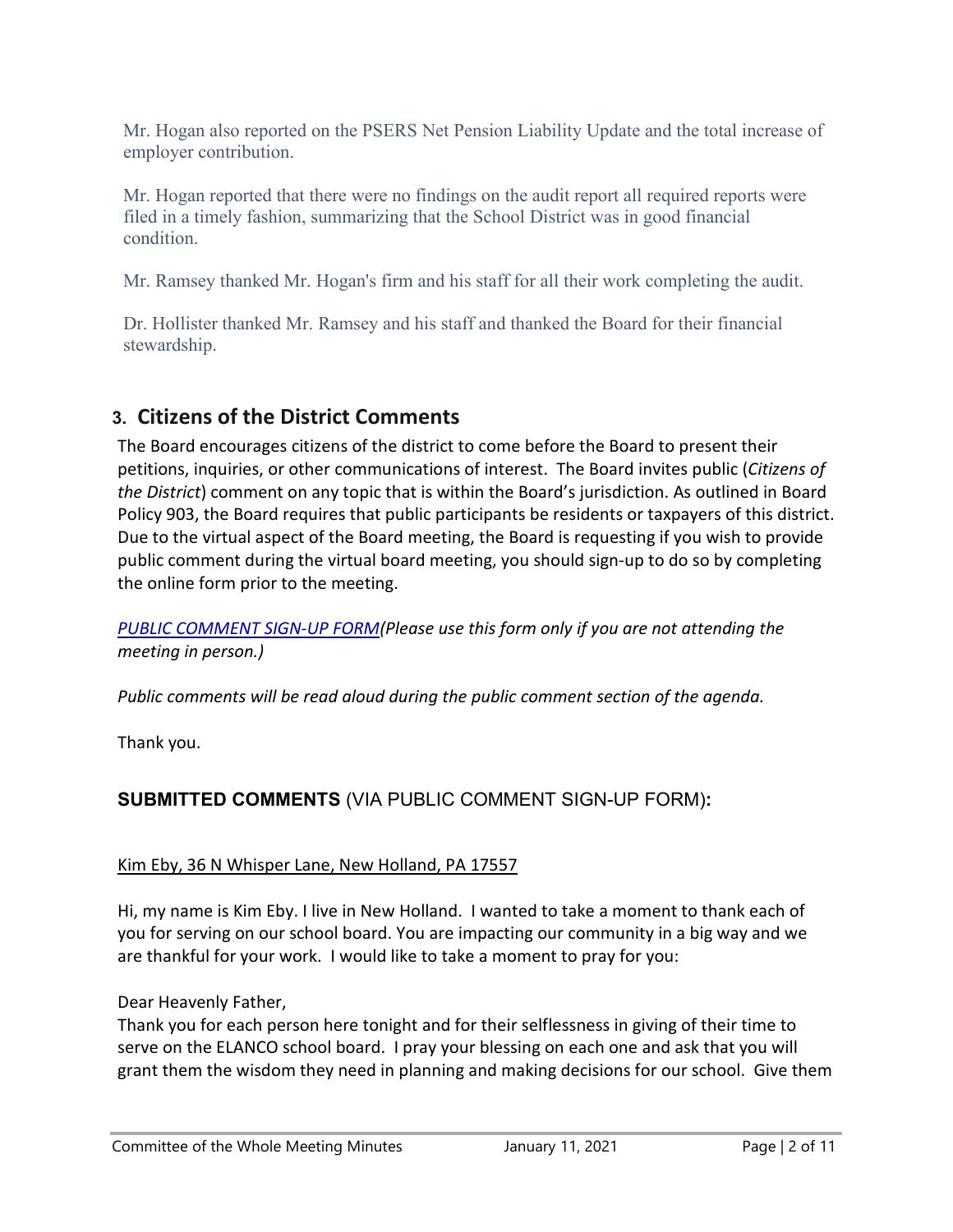Mr. Hogan also reported on the PSERS Net Pension Liability Update and the total increase of employer contribution.

Mr. Hogan reported that there were no findings on the audit report all required reports were filed in a timely fashion, summarizing that the School District was in good financial condition.

Mr. Ramsey thanked Mr. Hogan's firm and his staff for all their work completing the audit.

Dr. Hollister thanked Mr. Ramsey and his staff and thanked the Board for their financial stewardship.

## 3. Citizens of the District Comments

The Board encourages citizens of the district to come before the Board to present their petitions, inquiries, or other communications of interest. The Board invites public (*Citizens of the District*) comment on any topic that is within the Board's jurisdiction. As outlined in Board Policy 903, the Board requires that public participants be residents or taxpayers of this district. Due to the virtual aspect of the Board meeting, the Board is requesting if you wish to provide public comment during the virtual board meeting, you should sign-up to do so by completing the online form prior to the meeting.

*PUBLIC COMMENT SIGN-UP FORM(Please use this form only if you are not attending the meeting in person.)*

*Public comments will be read aloud during the public comment section of the agenda.*

Thank you.

**SUBMITTED COMMENTS** (VIA PUBLIC COMMENT SIGN-UP FORM)**:**

Kim Eby, 36 N Whisper Lane, New Holland, PA 17557

Hi, my name is Kim Eby. I live in New Holland. I wanted to take a moment to thank each of you for serving on our school board. You are impacting our community in a big way and we are thankful for your work. I would like to take a moment to pray for you:

Dear Heavenly Father,
Thank you for each person here tonight and for their selflessness in giving of their time to serve on the ELANCO school board. I pray your blessing on each one and ask that you will grant them the wisdom they need in planning and making decisions for our school. Give them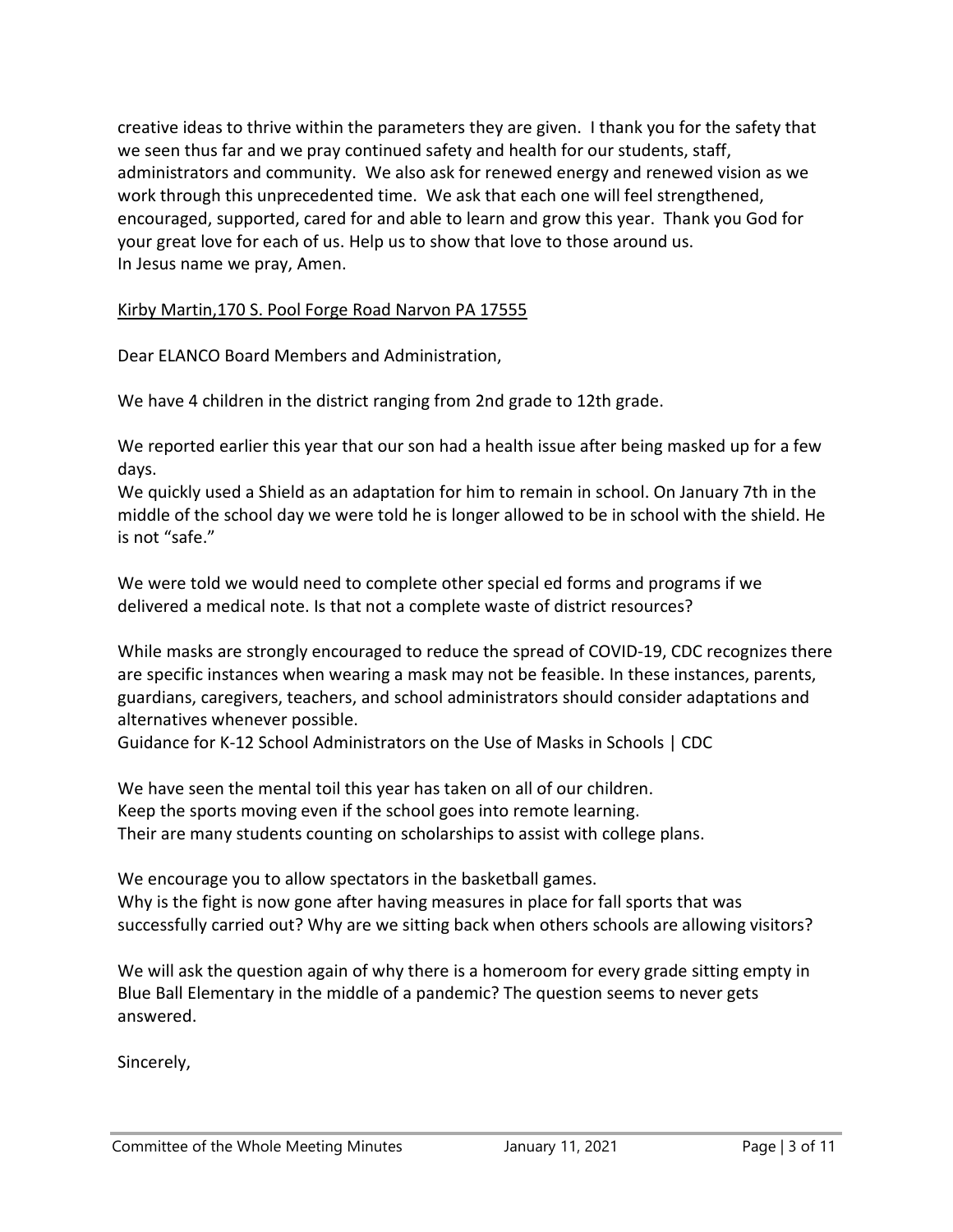creative ideas to thrive within the parameters they are given. I thank you for the safety that we seen thus far and we pray continued safety and health for our students, staff, administrators and community. We also ask for renewed energy and renewed vision as we work through this unprecedented time. We ask that each one will feel strengthened, encouraged, supported, cared for and able to learn and grow this year. Thank you God for your great love for each of us. Help us to show that love to those around us.
In Jesus name we pray, Amen.

<u>Kirby Martin,170 S. Pool Forge Road Narvon PA 17555</u>

Dear ELANCO Board Members and Administration,

We have 4 children in the district ranging from 2nd grade to 12th grade.

We reported earlier this year that our son had a health issue after being masked up for a few days.
We quickly used a Shield as an adaptation for him to remain in school. On January 7th in the middle of the school day we were told he is longer allowed to be in school with the shield. He is not "safe."

We were told we would need to complete other special ed forms and programs if we delivered a medical note. Is that not a complete waste of district resources?

While masks are strongly encouraged to reduce the spread of COVID-19, CDC recognizes there are specific instances when wearing a mask may not be feasible. In these instances, parents, guardians, caregivers, teachers, and school administrators should consider adaptations and alternatives whenever possible.
Guidance for K-12 School Administrators on the Use of Masks in Schools | CDC

We have seen the mental toil this year has taken on all of our children.
Keep the sports moving even if the school goes into remote learning.
Their are many students counting on scholarships to assist with college plans.

We encourage you to allow spectators in the basketball games.
Why is the fight is now gone after having measures in place for fall sports that was successfully carried out? Why are we sitting back when others schools are allowing visitors?

We will ask the question again of why there is a homeroom for every grade sitting empty in Blue Ball Elementary in the middle of a pandemic? The question seems to never gets answered.

Sincerely,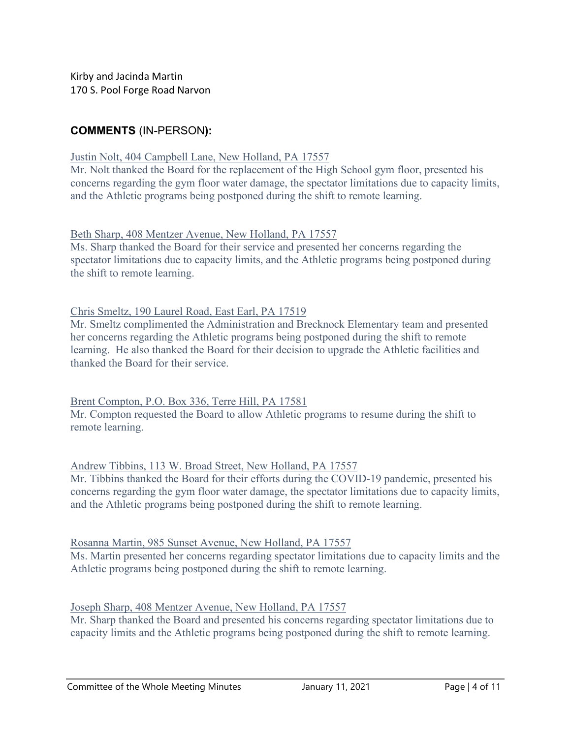Kirby and Jacinda Martin
170 S. Pool Forge Road Narvon

## COMMENTS (IN-PERSON):

Justin Nolt, 404 Campbell Lane, New Holland, PA 17557
Mr. Nolt thanked the Board for the replacement of the High School gym floor, presented his concerns regarding the gym floor water damage, the spectator limitations due to capacity limits, and the Athletic programs being postponed during the shift to remote learning.

Beth Sharp, 408 Mentzer Avenue, New Holland, PA 17557
Ms. Sharp thanked the Board for their service and presented her concerns regarding the spectator limitations due to capacity limits, and the Athletic programs being postponed during the shift to remote learning.

Chris Smeltz, 190 Laurel Road, East Earl, PA 17519
Mr. Smeltz complimented the Administration and Brecknock Elementary team and presented her concerns regarding the Athletic programs being postponed during the shift to remote learning. He also thanked the Board for their decision to upgrade the Athletic facilities and thanked the Board for their service.

Brent Compton, P.O. Box 336, Terre Hill, PA 17581
Mr. Compton requested the Board to allow Athletic programs to resume during the shift to remote learning.

Andrew Tibbins, 113 W. Broad Street, New Holland, PA 17557
Mr. Tibbins thanked the Board for their efforts during the COVID-19 pandemic, presented his concerns regarding the gym floor water damage, the spectator limitations due to capacity limits, and the Athletic programs being postponed during the shift to remote learning.

Rosanna Martin, 985 Sunset Avenue, New Holland, PA 17557
Ms. Martin presented her concerns regarding spectator limitations due to capacity limits and the Athletic programs being postponed during the shift to remote learning.

Joseph Sharp, 408 Mentzer Avenue, New Holland, PA 17557
Mr. Sharp thanked the Board and presented his concerns regarding spectator limitations due to capacity limits and the Athletic programs being postponed during the shift to remote learning.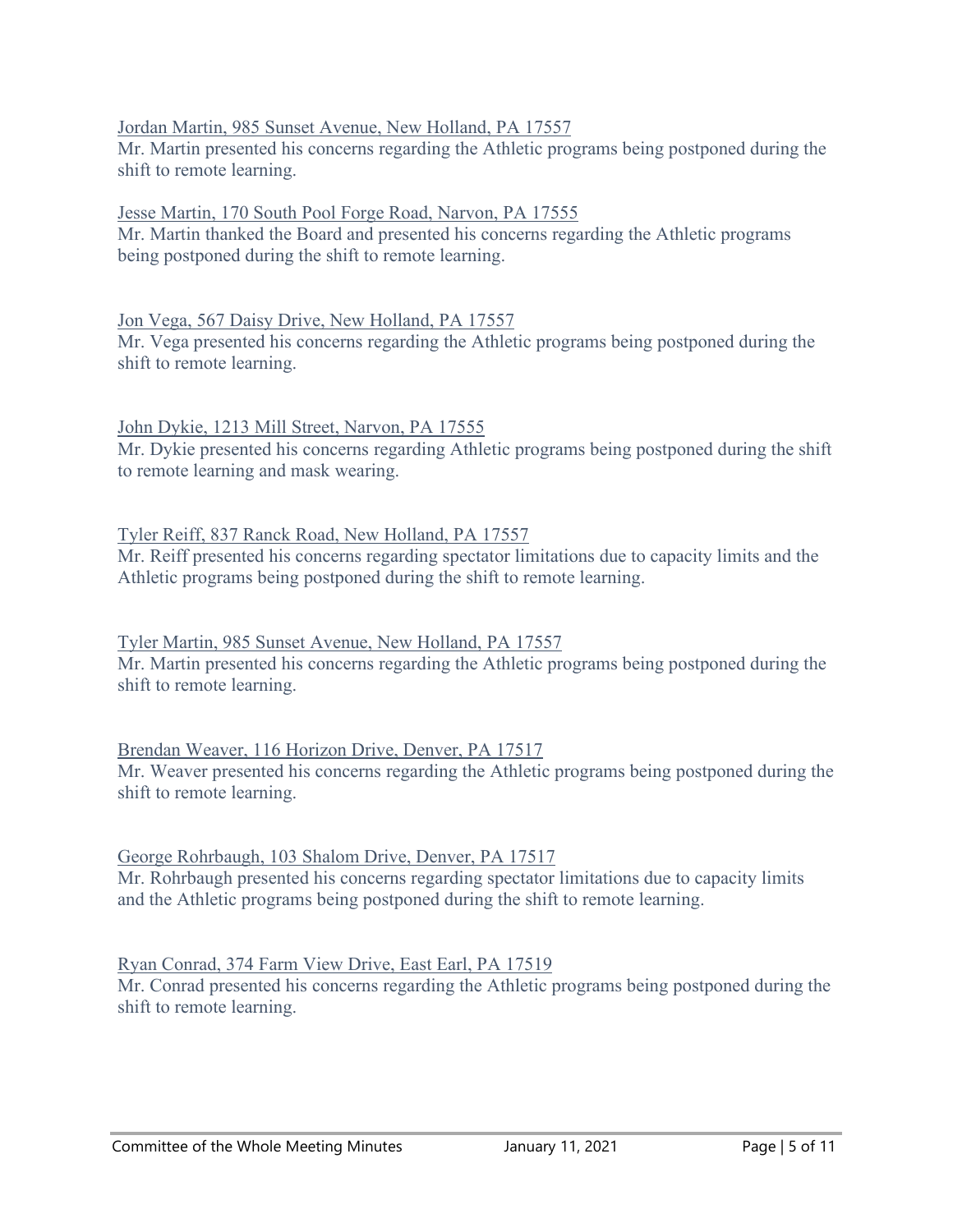Jordan Martin, 985 Sunset Avenue, New Holland, PA 17557
Mr. Martin presented his concerns regarding the Athletic programs being postponed during the shift to remote learning.

Jesse Martin, 170 South Pool Forge Road, Narvon, PA 17555
Mr. Martin thanked the Board and presented his concerns regarding the Athletic programs being postponed during the shift to remote learning.

Jon Vega, 567 Daisy Drive, New Holland, PA 17557
Mr. Vega presented his concerns regarding the Athletic programs being postponed during the shift to remote learning.

John Dykie, 1213 Mill Street, Narvon, PA 17555
Mr. Dykie presented his concerns regarding Athletic programs being postponed during the shift to remote learning and mask wearing.

Tyler Reiff, 837 Ranck Road, New Holland, PA 17557
Mr. Reiff presented his concerns regarding spectator limitations due to capacity limits and the Athletic programs being postponed during the shift to remote learning.

Tyler Martin, 985 Sunset Avenue, New Holland, PA 17557
Mr. Martin presented his concerns regarding the Athletic programs being postponed during the shift to remote learning.

Brendan Weaver, 116 Horizon Drive, Denver, PA 17517
Mr. Weaver presented his concerns regarding the Athletic programs being postponed during the shift to remote learning.

George Rohrbaugh, 103 Shalom Drive, Denver, PA 17517
Mr. Rohrbaugh presented his concerns regarding spectator limitations due to capacity limits and the Athletic programs being postponed during the shift to remote learning.

Ryan Conrad, 374 Farm View Drive, East Earl, PA 17519
Mr. Conrad presented his concerns regarding the Athletic programs being postponed during the shift to remote learning.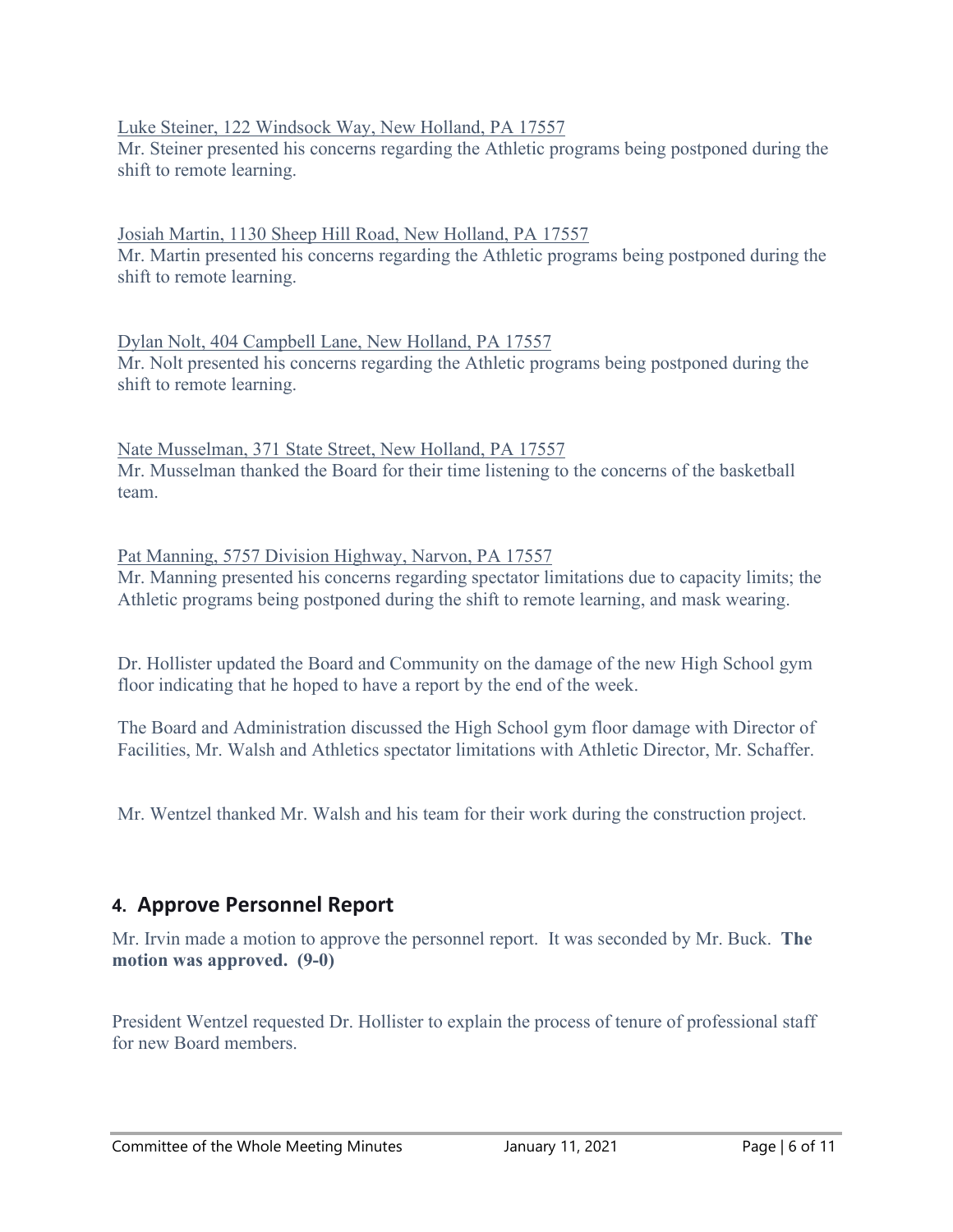Luke Steiner, 122 Windsock Way, New Holland, PA 17557

Mr. Steiner presented his concerns regarding the Athletic programs being postponed during the shift to remote learning.

Josiah Martin, 1130 Sheep Hill Road, New Holland, PA 17557

Mr. Martin presented his concerns regarding the Athletic programs being postponed during the shift to remote learning.

Dylan Nolt, 404 Campbell Lane, New Holland, PA 17557

Mr. Nolt presented his concerns regarding the Athletic programs being postponed during the shift to remote learning.

Nate Musselman, 371 State Street, New Holland, PA 17557

Mr. Musselman thanked the Board for their time listening to the concerns of the basketball team.

Pat Manning, 5757 Division Highway, Narvon, PA 17557

Mr. Manning presented his concerns regarding spectator limitations due to capacity limits; the Athletic programs being postponed during the shift to remote learning, and mask wearing.

Dr. Hollister updated the Board and Community on the damage of the new High School gym floor indicating that he hoped to have a report by the end of the week.

The Board and Administration discussed the High School gym floor damage with Director of Facilities, Mr. Walsh and Athletics spectator limitations with Athletic Director, Mr. Schaffer.

Mr. Wentzel thanked Mr. Walsh and his team for their work during the construction project.

## 4. Approve Personnel Report

Mr. Irvin made a motion to approve the personnel report. It was seconded by Mr. Buck. **The motion was approved. (9-0)**

President Wentzel requested Dr. Hollister to explain the process of tenure of professional staff for new Board members.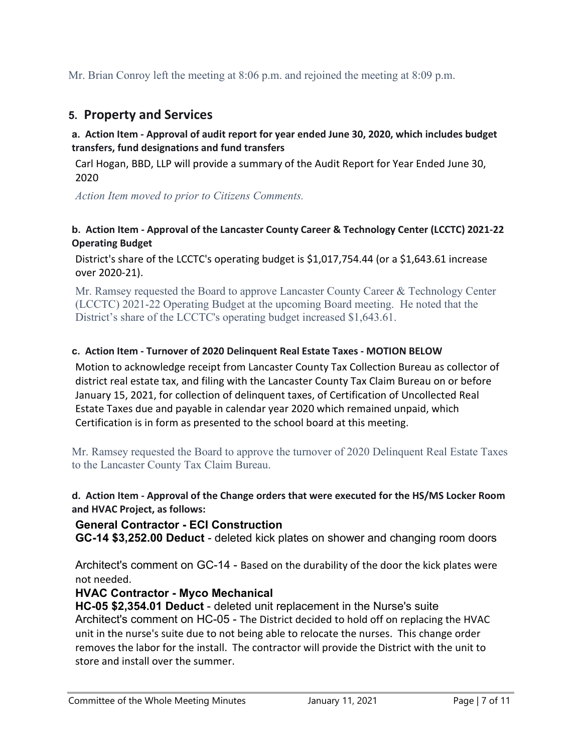Mr. Brian Conroy left the meeting at 8:06 p.m. and rejoined the meeting at 8:09 p.m.

## 5. Property and Services

**a. Action Item - Approval of audit report for year ended June 30, 2020, which includes budget transfers, fund designations and fund transfers**

Carl Hogan, BBD, LLP will provide a summary of the Audit Report for Year Ended June 30, 2020

*Action Item moved to prior to Citizens Comments.*

**b. Action Item - Approval of the Lancaster County Career & Technology Center (LCCTC) 2021-22 Operating Budget**

District's share of the LCCTC's operating budget is $1,017,754.44 (or a $1,643.61 increase over 2020-21).

Mr. Ramsey requested the Board to approve Lancaster County Career & Technology Center (LCCTC) 2021-22 Operating Budget at the upcoming Board meeting. He noted that the District's share of the LCCTC's operating budget increased $1,643.61.

**c. Action Item - Turnover of 2020 Delinquent Real Estate Taxes - MOTION BELOW**

Motion to acknowledge receipt from Lancaster County Tax Collection Bureau as collector of district real estate tax, and filing with the Lancaster County Tax Claim Bureau on or before January 15, 2021, for collection of delinquent taxes, of Certification of Uncollected Real Estate Taxes due and payable in calendar year 2020 which remained unpaid, which Certification is in form as presented to the school board at this meeting.

Mr. Ramsey requested the Board to approve the turnover of 2020 Delinquent Real Estate Taxes to the Lancaster County Tax Claim Bureau.

**d. Action Item - Approval of the Change orders that were executed for the HS/MS Locker Room and HVAC Project, as follows:**

**General Contractor - ECI Construction**

**GC-14 $3,252.00 Deduct** - deleted kick plates on shower and changing room doors

Architect's comment on GC-14 - Based on the durability of the door the kick plates were not needed.

**HVAC Contractor - Myco Mechanical**

**HC-05 $2,354.01 Deduct** - deleted unit replacement in the Nurse's suite

Architect's comment on HC-05 - The District decided to hold off on replacing the HVAC unit in the nurse's suite due to not being able to relocate the nurses. This change order removes the labor for the install. The contractor will provide the District with the unit to store and install over the summer.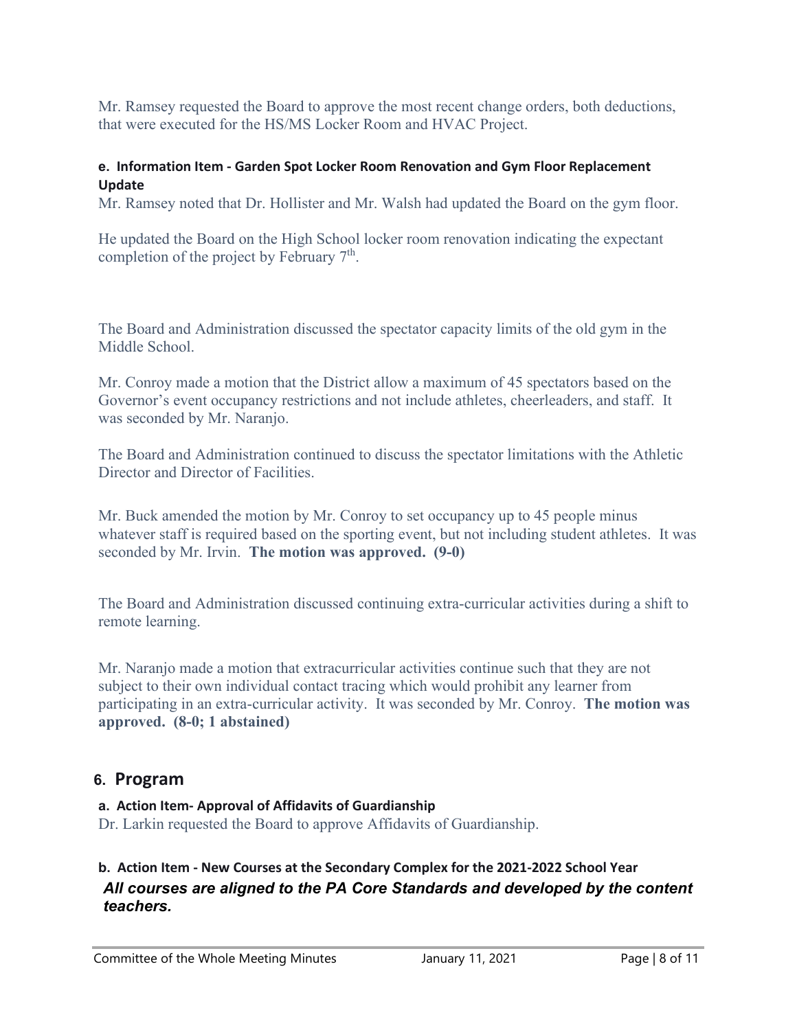Mr. Ramsey requested the Board to approve the most recent change orders, both deductions, that were executed for the HS/MS Locker Room and HVAC Project.

#### e. Information Item - Garden Spot Locker Room Renovation and Gym Floor Replacement Update

Mr. Ramsey noted that Dr. Hollister and Mr. Walsh had updated the Board on the gym floor.

He updated the Board on the High School locker room renovation indicating the expectant completion of the project by February 7th.

The Board and Administration discussed the spectator capacity limits of the old gym in the Middle School.

Mr. Conroy made a motion that the District allow a maximum of 45 spectators based on the Governor's event occupancy restrictions and not include athletes, cheerleaders, and staff. It was seconded by Mr. Naranjo.

The Board and Administration continued to discuss the spectator limitations with the Athletic Director and Director of Facilities.

Mr. Buck amended the motion by Mr. Conroy to set occupancy up to 45 people minus whatever staff is required based on the sporting event, but not including student athletes. It was seconded by Mr. Irvin. **The motion was approved. (9-0)**

The Board and Administration discussed continuing extra-curricular activities during a shift to remote learning.

Mr. Naranjo made a motion that extracurricular activities continue such that they are not subject to their own individual contact tracing which would prohibit any learner from participating in an extra-curricular activity. It was seconded by Mr. Conroy. **The motion was approved. (8-0; 1 abstained)**

## 6. Program

#### a. Action Item- Approval of Affidavits of Guardianship

Dr. Larkin requested the Board to approve Affidavits of Guardianship.

#### b. Action Item - New Courses at the Secondary Complex for the 2021-2022 School Year

***All courses are aligned to the PA Core Standards and developed by the content teachers.***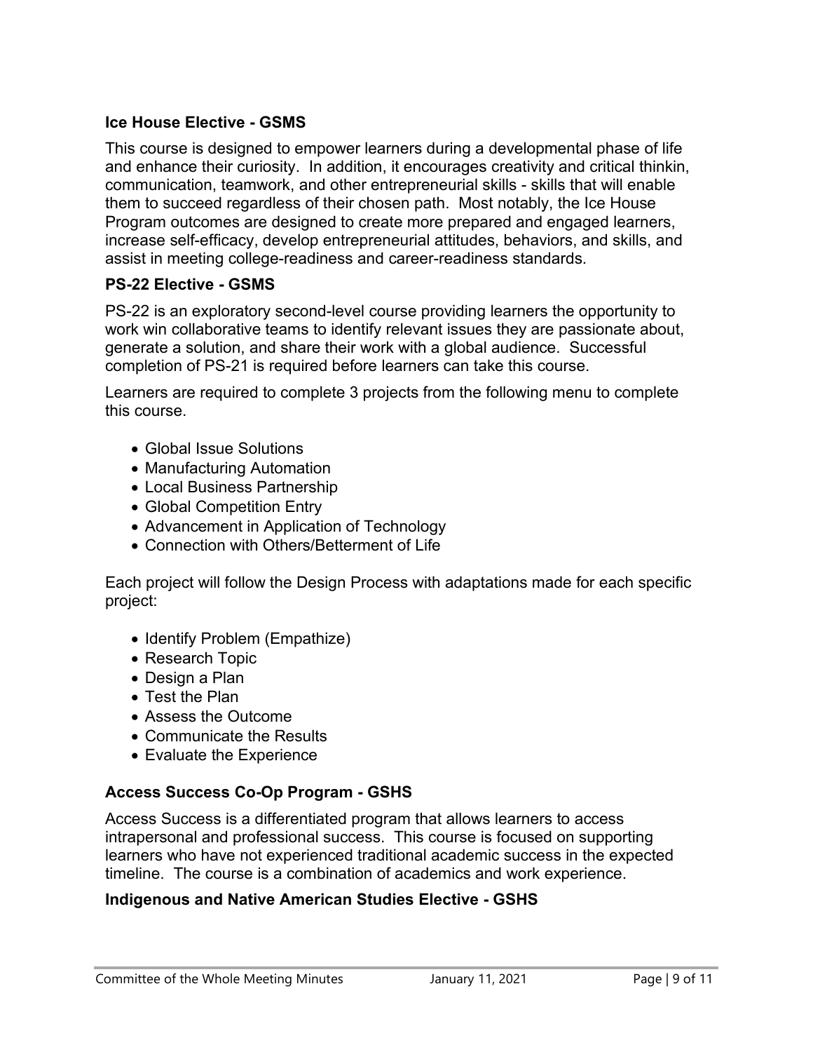### Ice House Elective - GSMS

This course is designed to empower learners during a developmental phase of life and enhance their curiosity. In addition, it encourages creativity and critical thinkin, communication, teamwork, and other entrepreneurial skills - skills that will enable them to succeed regardless of their chosen path. Most notably, the Ice House Program outcomes are designed to create more prepared and engaged learners, increase self-efficacy, develop entrepreneurial attitudes, behaviors, and skills, and assist in meeting college-readiness and career-readiness standards.

### PS-22 Elective - GSMS

PS-22 is an exploratory second-level course providing learners the opportunity to work win collaborative teams to identify relevant issues they are passionate about, generate a solution, and share their work with a global audience. Successful completion of PS-21 is required before learners can take this course.

Learners are required to complete 3 projects from the following menu to complete this course.

- Global Issue Solutions
- Manufacturing Automation
- Local Business Partnership
- Global Competition Entry
- Advancement in Application of Technology
- Connection with Others/Betterment of Life

Each project will follow the Design Process with adaptations made for each specific project:

- Identify Problem (Empathize)
- Research Topic
- Design a Plan
- Test the Plan
- Assess the Outcome
- Communicate the Results
- Evaluate the Experience

### Access Success Co-Op Program - GSHS

Access Success is a differentiated program that allows learners to access intrapersonal and professional success. This course is focused on supporting learners who have not experienced traditional academic success in the expected timeline. The course is a combination of academics and work experience.

### Indigenous and Native American Studies Elective - GSHS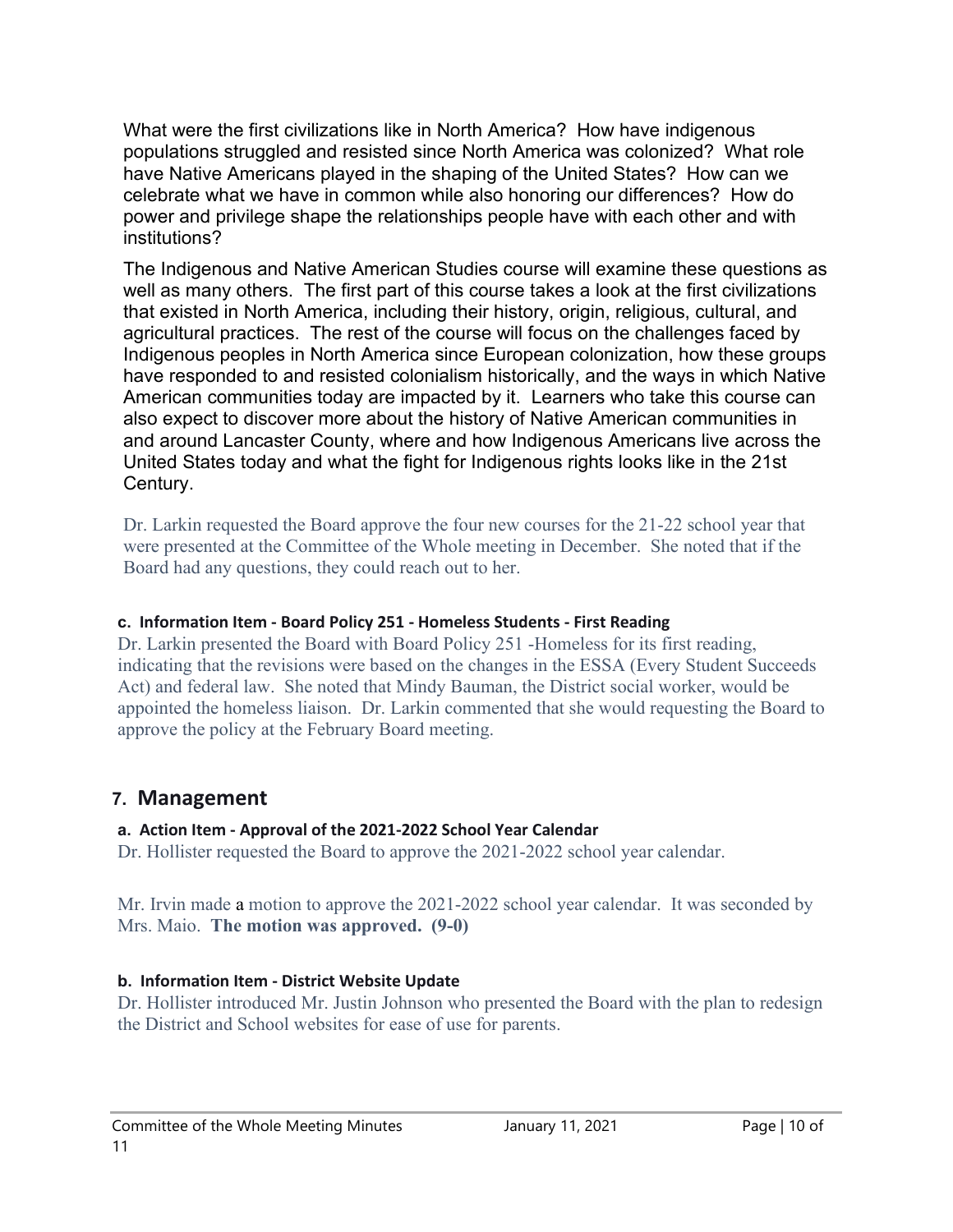What were the first civilizations like in North America? How have indigenous populations struggled and resisted since North America was colonized? What role have Native Americans played in the shaping of the United States? How can we celebrate what we have in common while also honoring our differences? How do power and privilege shape the relationships people have with each other and with institutions?

The Indigenous and Native American Studies course will examine these questions as well as many others. The first part of this course takes a look at the first civilizations that existed in North America, including their history, origin, religious, cultural, and agricultural practices. The rest of the course will focus on the challenges faced by Indigenous peoples in North America since European colonization, how these groups have responded to and resisted colonialism historically, and the ways in which Native American communities today are impacted by it. Learners who take this course can also expect to discover more about the history of Native American communities in and around Lancaster County, where and how Indigenous Americans live across the United States today and what the fight for Indigenous rights looks like in the 21st Century.

Dr. Larkin requested the Board approve the four new courses for the 21-22 school year that were presented at the Committee of the Whole meeting in December. She noted that if the Board had any questions, they could reach out to her.

#### c. Information Item - Board Policy 251 - Homeless Students - First Reading

Dr. Larkin presented the Board with Board Policy 251 -Homeless for its first reading, indicating that the revisions were based on the changes in the ESSA (Every Student Succeeds Act) and federal law. She noted that Mindy Bauman, the District social worker, would be appointed the homeless liaison. Dr. Larkin commented that she would requesting the Board to approve the policy at the February Board meeting.

## 7. Management

#### a. Action Item - Approval of the 2021-2022 School Year Calendar

Dr. Hollister requested the Board to approve the 2021-2022 school year calendar.

Mr. Irvin made a motion to approve the 2021-2022 school year calendar. It was seconded by Mrs. Maio. **The motion was approved. (9-0)**

#### b. Information Item - District Website Update

Dr. Hollister introduced Mr. Justin Johnson who presented the Board with the plan to redesign the District and School websites for ease of use for parents.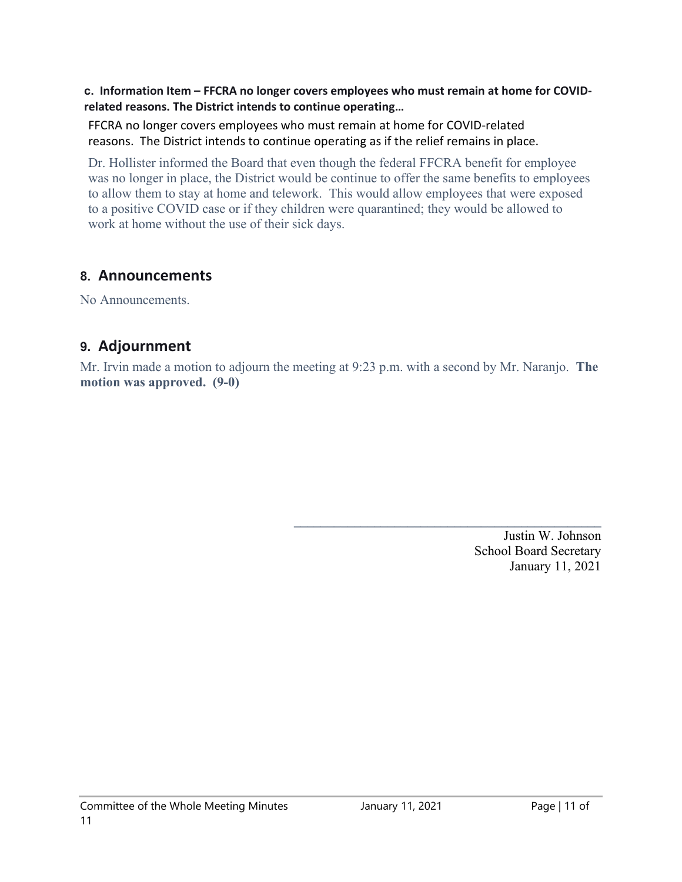**c. Information Item – FFCRA no longer covers employees who must remain at home for COVID-related reasons. The District intends to continue operating…**

FFCRA no longer covers employees who must remain at home for COVID-related reasons. The District intends to continue operating as if the relief remains in place.

Dr. Hollister informed the Board that even though the federal FFCRA benefit for employee was no longer in place, the District would be continue to offer the same benefits to employees to allow them to stay at home and telework. This would allow employees that were exposed to a positive COVID case or if they children were quarantined; they would be allowed to work at home without the use of their sick days.

## 8. Announcements

No Announcements.

## 9. Adjournment

Mr. Irvin made a motion to adjourn the meeting at 9:23 p.m. with a second by Mr. Naranjo. **The motion was approved. (9-0)**

\_\_\_\_\_\_\_\_\_\_\_\_\_\_\_\_\_\_\_\_\_\_\_\_\_\_\_\_\_\_\_\_\_\_\_\_\_\_\_\_

Justin W. Johnson
School Board Secretary
January 11, 2021